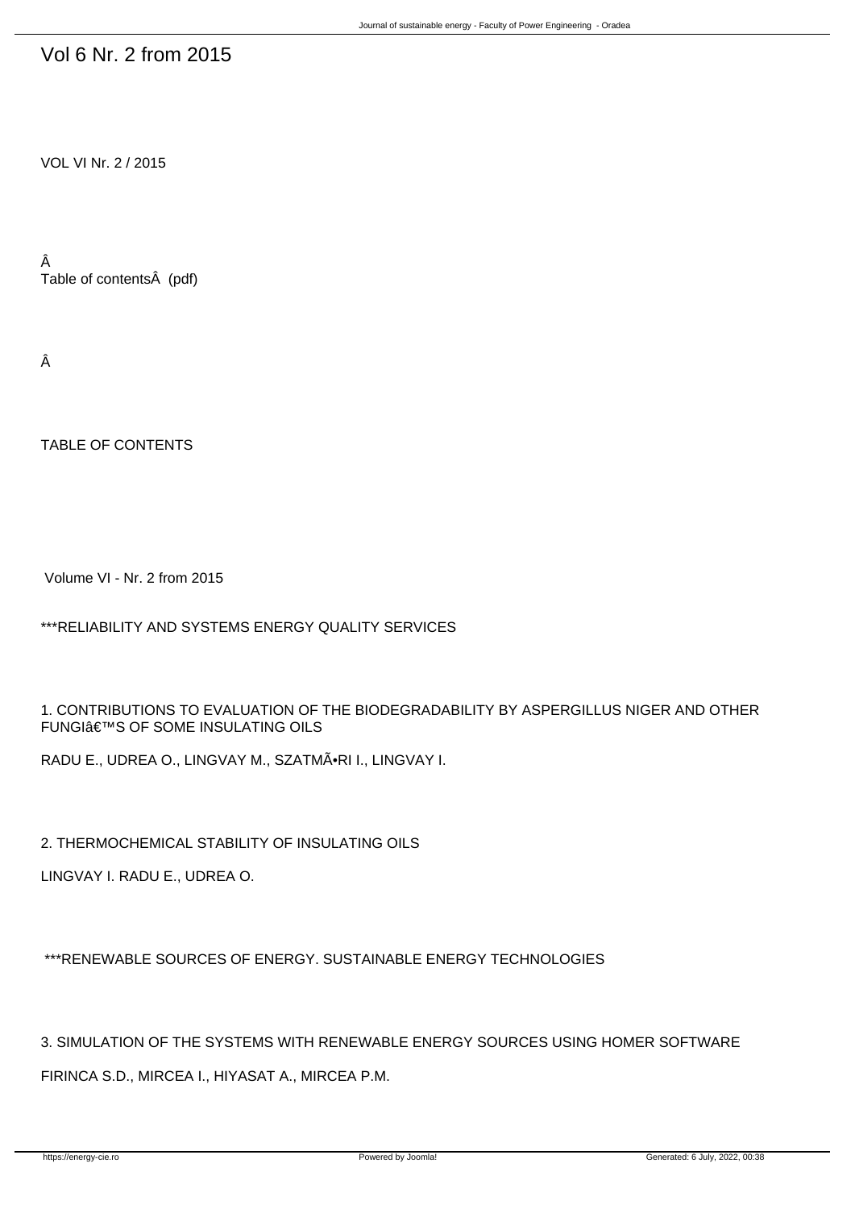# Vol 6 Nr. 2 from 2015

VOL VI Nr. 2 / 2015

Â
Table of contentsÂ (pdf)

Â

TABLE OF CONTENTS

Volume VI - Nr. 2 from 2015

***RELIABILITY AND SYSTEMS ENERGY QUALITY SERVICES

1. CONTRIBUTIONS TO EVALUATION OF THE BIODEGRADABILITY BY ASPERGILLUS NIGER AND OTHER FUNGIâ€™S OF SOME INSULATING OILS

RADU E., UDREA O., LINGVAY M., SZATMÃ•RI I., LINGVAY I.

2. THERMOCHEMICAL STABILITY OF INSULATING OILS

LINGVAY I. RADU E., UDREA O.

***RENEWABLE SOURCES OF ENERGY. SUSTAINABLE ENERGY TECHNOLOGIES

3. SIMULATION OF THE SYSTEMS WITH RENEWABLE ENERGY SOURCES USING HOMER SOFTWARE

FIRINCA S.D., MIRCEA I., HIYASAT A., MIRCEA P.M.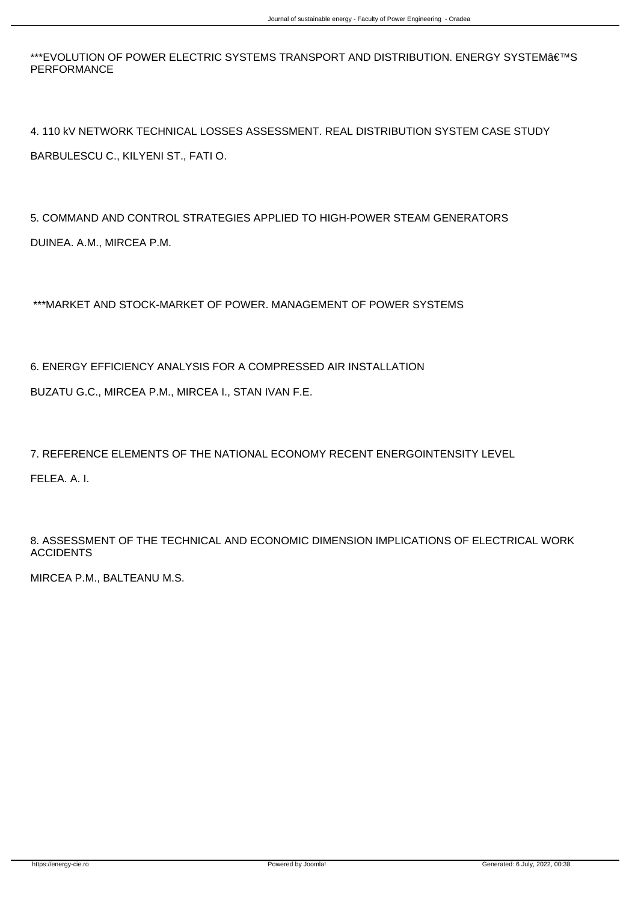***EVOLUTION OF POWER ELECTRIC SYSTEMS TRANSPORT AND DISTRIBUTION. ENERGY SYSTEMâ€™S PERFORMANCE

4. 110 kV NETWORK TECHNICAL LOSSES ASSESSMENT. REAL DISTRIBUTION SYSTEM CASE STUDY

BARBULESCU C., KILYENI ST., FATI O.

5. COMMAND AND CONTROL STRATEGIES APPLIED TO HIGH-POWER STEAM GENERATORS

DUINEA. A.M., MIRCEA P.M.

***MARKET AND STOCK-MARKET OF POWER. MANAGEMENT OF POWER SYSTEMS

6. ENERGY EFFICIENCY ANALYSIS FOR A COMPRESSED AIR INSTALLATION

BUZATU G.C., MIRCEA P.M., MIRCEA I., STAN IVAN F.E.

7. REFERENCE ELEMENTS OF THE NATIONAL ECONOMY RECENT ENERGOINTENSITY LEVEL

FELEA. A. I.

8. ASSESSMENT OF THE TECHNICAL AND ECONOMIC DIMENSION IMPLICATIONS OF ELECTRICAL WORK ACCIDENTS

MIRCEA P.M., BALTEANU M.S.